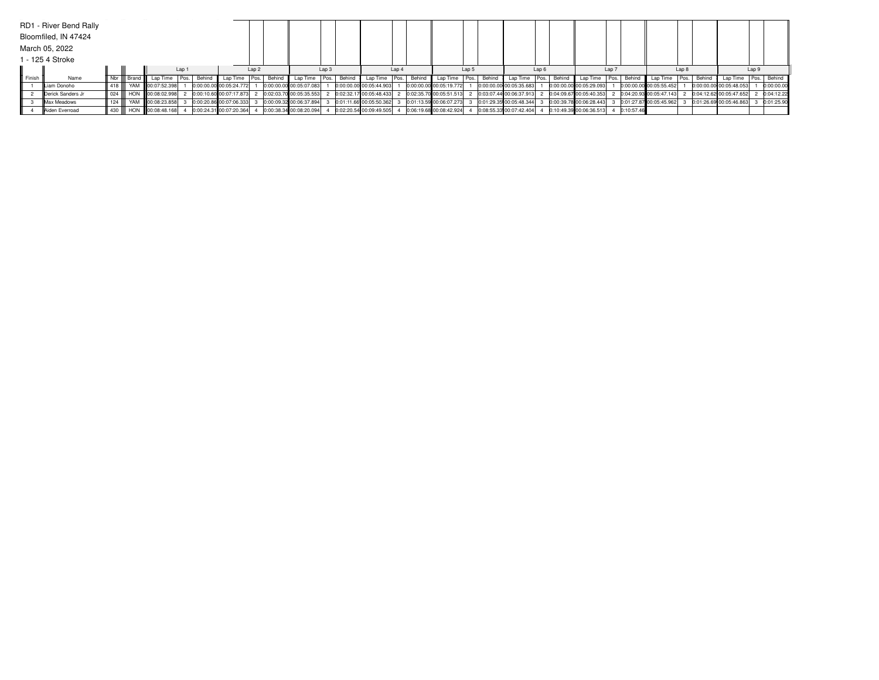RD1 - River Bend Rally

Bloomfiled, IN 47424

March 05, 2022

1 - 125 4 Stroke

| Finish | Name | Nbr | Brand | Lap 1 | | | Lap 2 | | | Lap 3 | | | Lap 4 | | | Lap 5 | | | Lap 6 | | | Lap 7 | | | Lap 8 | | | Lap 9 | | |
|---|---|---|---|---|---|---|---|---|---|---|---|---|---|---|---|---|---|---|---|---|---|---|---|---|---|---|---|---|---|---|
| | | | | Lap Time | Pos. | Behind | Lap Time | Pos. | Behind | Lap Time | Pos. | Behind | Lap Time | Pos. | Behind | Lap Time | Pos. | Behind | Lap Time | Pos. | Behind | Lap Time | Pos. | Behind | Lap Time | Pos. | Behind | Lap Time | Pos. | Behind |
| 1 | Liam Donoho | 418 | YAM | 00:07:52.398 | 1 | 0:00:00.00 | 00:05:24.772 | 1 | 0:00:00.00 | 00:05:07.083 | 1 | 0:00:00.00 | 00:05:44.903 | 1 | 0:00:00.00 | 00:05:19.772 | 1 | 0:00:00.00 | 00:05:35.683 | 1 | 0:00:00.00 | 00:05:29.093 | 1 | 0:00:00.00 | 00:05:55.452 | 1 | 0:00:00.00 | 00:05:48.053 | 1 | 0:00:00.00 |
| 2 | Derick Sanders Jr | 024 | HON | 00:08:02.998 | 2 | 0:00:10.60 | 00:07:17.873 | 2 | 0:02:03.70 | 00:05:35.553 | 2 | 0:02:32.17 | 00:05:48.433 | 2 | 0:02:35.70 | 00:05:51.513 | 2 | 0:03:07.44 | 00:06:37.913 | 2 | 0:04:09.67 | 00:05:40.353 | 2 | 0:04:20.93 | 00:05:47.143 | 2 | 0:04:12.62 | 00:05:47.652 | 2 | 0:04:12.22 |
| 3 | Max Meadows | 124 | YAM | 00:08:23.858 | 3 | 0:00:20.86 | 00:07:06.333 | 3 | 0:00:09.32 | 00:06:37.894 | 3 | 0:01:11.66 | 00:05:50.362 | 3 | 0:01:13.59 | 00:06:07.273 | 3 | 0:01:29.35 | 00:05:48.344 | 3 | 0:00:39.78 | 00:06:28.443 | 3 | 0:01:27.87 | 00:05:45.962 | 3 | 0:01:26.69 | 00:05:46.863 | 3 | 0:01:25.90 |
| 4 | Aiden Everroad | 430 | HON | 00:08:48.168 | 4 | 0:00:24.31 | 00:07:20.364 | 4 | 0:00:38.34 | 00:08:20.094 | 4 | 0:02:20.54 | 00:09:49.505 | 4 | 0:06:19.68 | 00:08:42.924 | 4 | 0:08:55.33 | 00:07:42.404 | 4 | 0:10:49.39 | 00:06:36.513 | 4 | 0:10:57.46 | | | | | | |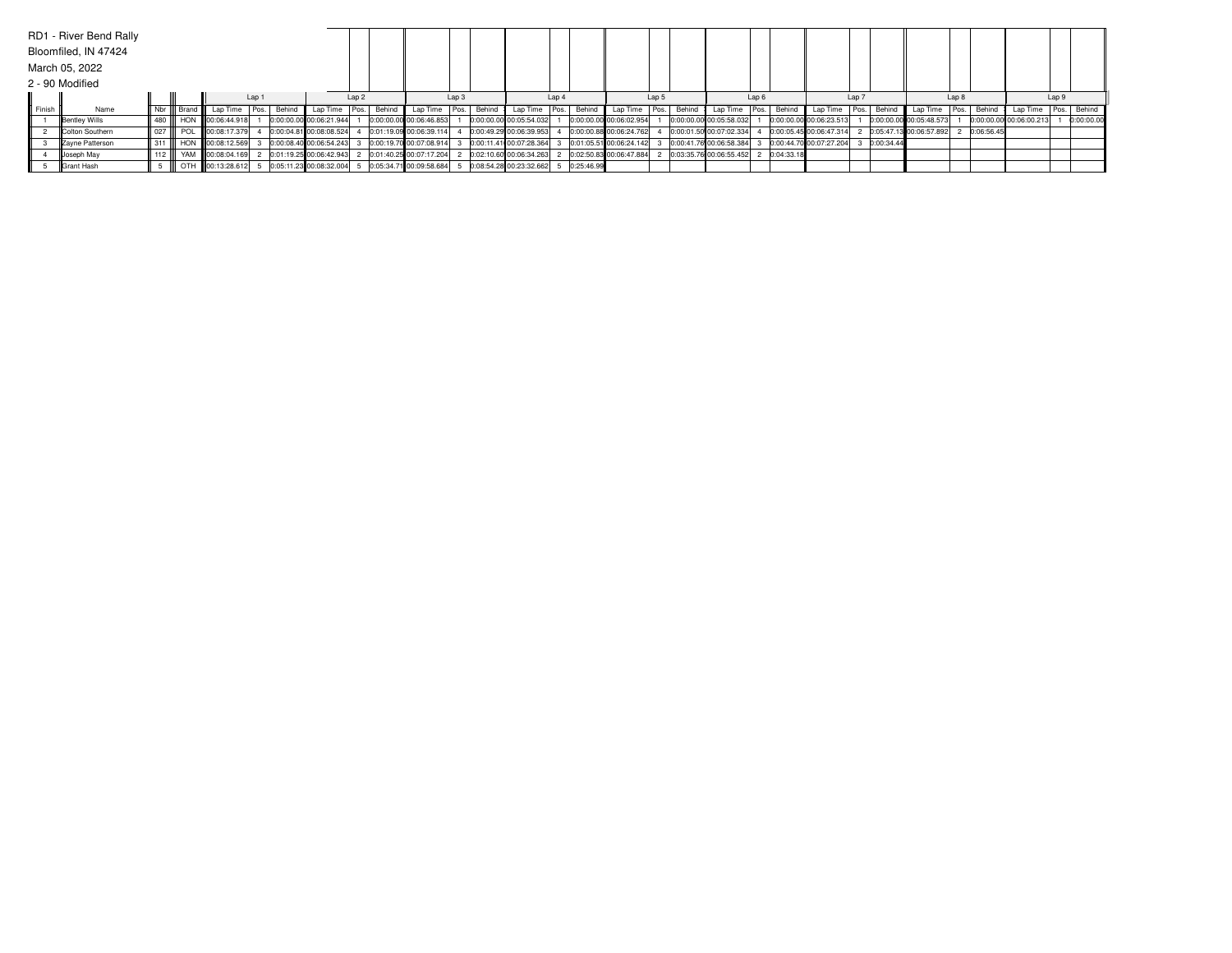RD1 - River Bend Rally
Bloomfiled, IN 47424
March 05, 2022
2 - 90 Modified

| Finish | Name | Nbr | Brand | Lap 1 | | | Lap 2 | | | Lap 3 | | | Lap 4 | | | Lap 5 | | | Lap 6 | | | Lap 7 | | | Lap 8 | | | Lap 9 | | |
|---|---|---|---|---|---|---|---|---|---|---|---|---|---|---|---|---|---|---|---|---|---|---|---|---|---|---|---|---|---|---|
| | | | | Lap Time | Pos. | Behind | Lap Time | Pos. | Behind | Lap Time | Pos. | Behind | Lap Time | Pos. | Behind | Lap Time | Pos. | Behind | Lap Time | Pos. | Behind | Lap Time | Pos. | Behind | Lap Time | Pos. | Behind | Lap Time | Pos. | Behind |
| 1 | Bentley Wills | 480 | HON | 00:06:44.918 | 1 | 0:00:00.00 | 00:06:21.944 | 1 | 0:00:00.00 | 00:06:46.853 | 1 | 0:00:00.00 | 00:05:54.032 | 1 | 0:00:00.00 | 00:06:02.954 | 1 | 0:00:00.00 | 00:05:58.032 | 1 | 0:00:00.00 | 00:06:23.513 | 1 | 0:00:00.00 | 00:05:48.573 | 1 | 0:00:00.00 | 00:06:00.213 | 1 | 0:00:00.00 |
| 2 | Colton Southern | 027 | POL | 00:08:17.379 | 4 | 0:00:04.81 | 00:08:08.524 | 4 | 0:01:19.09 | 00:06:39.114 | 4 | 0:00:49.29 | 00:06:39.953 | 4 | 0:00:00.88 | 00:06:24.762 | 4 | 0:00:01.50 | 00:07:02.334 | 4 | 0:00:05.45 | 00:06:47.314 | 2 | 0:05:47.13 | 00:06:57.892 | 2 | 0:06:56.45 | | | |
| 3 | Zayne Patterson | 311 | HON | 00:08:12.569 | 3 | 0:00:08.40 | 00:06:54.243 | 3 | 0:00:19.70 | 00:07:08.914 | 3 | 0:00:11.41 | 00:07:28.364 | 3 | 0:01:05.51 | 00:06:24.142 | 3 | 0:00:41.76 | 00:06:58.384 | 3 | 0:00:44.70 | 00:07:27.204 | 3 | 0:00:34.44 | | | | | | |
| 4 | Joseph May | 112 | YAM | 00:08:04.169 | 2 | 0:01:19.25 | 00:06:42.943 | 2 | 0:01:40.25 | 00:07:17.204 | 2 | 0:02:10.60 | 00:06:34.263 | 2 | 0:02:50.83 | 00:06:47.884 | 2 | 0:03:35.76 | 00:06:55.452 | 2 | 0:04:33.18 | | | | | | | | | |
| 5 | Grant Hash | 5 | OTH | 00:13:28.612 | 5 | 0:05:11.23 | 00:08:32.004 | 5 | 0:05:34.71 | 00:09:58.684 | 5 | 0:08:54.28 | 00:23:32.662 | 5 | 0:25:46.99 | | | | | | | | | | | | | | | |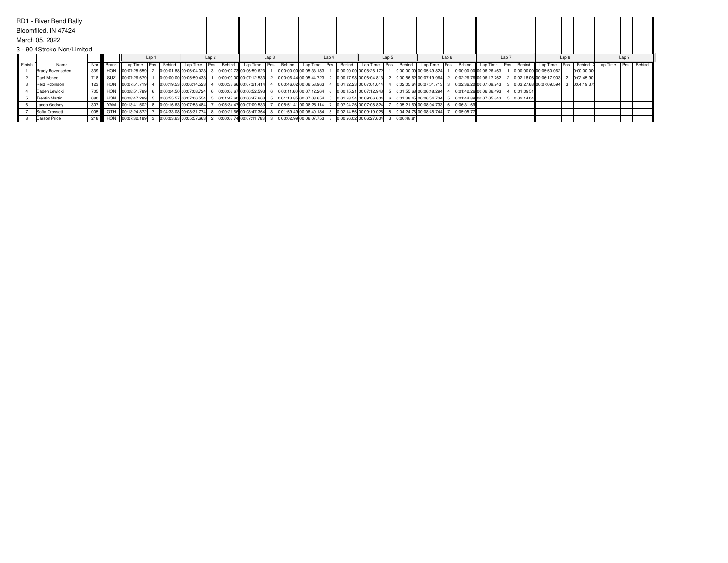RD1 - River Bend Rally

Bloomfiled, IN 47424

March 05, 2022

3 - 90 4Stroke Non/Limited

| | | | | Lap 1 | | | Lap 2 | | | Lap 3 | | | Lap 4 | | | Lap 5 | | | Lap 6 | | | Lap 7 | | | Lap 8 | | | Lap 9 | | |
|---|---|---|---|---|---|---|---|---|---|---|---|---|---|---|---|---|---|---|---|---|---|---|---|---|---|---|---|---|---|---|
| Finish | Name | Nbr | Brand | Lap Time | Pos. | Behind | Lap Time | Pos. | Behind | Lap Time | Pos. | Behind | Lap Time | Pos. | Behind | Lap Time | Pos. | Behind | Lap Time | Pos. | Behind | Lap Time | Pos. | Behind | Lap Time | Pos. | Behind | Lap Time | Pos. | Behind |
| 1 | Brady Bovenschen | 339 | HON | 00:07:28.559 | 2 | 0:00:01.88 | 00:06:04.023 | 3 | 0:00:02.73 | 00:06:59.623 | 1 | 0:00:00.00 | 00:05:33.183 | 1 | 0:00:00.00 | 00:05:26.172 | 1 | 0:00:00.00 | 00:05:49.824 | 1 | 0:00:00.00 | 00:06:26.463 | 1 | 0:00:00.00 | 00:05:50.062 | 1 | 0:00:00.00 | | | |
| 2 | Cael Mckee | 718 | SUZ | 00:07:26.679 | 1 | 0:00:00.00 | 00:05:59.433 | 1 | 0:00:00.00 | 00:07:12.533 | 2 | 0:00:06.44 | 00:05:44.723 | 2 | 0:00:17.98 | 00:06:04.813 | 2 | 0:00:56.62 | 00:07:19.964 | 2 | 0:02:26.76 | 00:06:17.762 | 2 | 0:02:18.06 | 00:06:17.903 | 2 | 0:02:45.90 | | | |
| 3 | Reid Robinson | 123 | HON | 00:07:51.719 | 4 | 0:00:19.53 | 00:06:14.523 | 4 | 0:00:33.66 | 00:07:21.414 | 4 | 0:00:46.02 | 00:06:53.963 | 4 | 0:01:32.23 | 00:07:01.014 | 4 | 0:02:05.64 | 00:07:01.713 | 3 | 0:02:36.20 | 00:07:09.243 | 3 | 0:03:27.68 | 00:07:09.594 | 3 | 0:04:19.37 | | | |
| 4 | Caden Lewicki | 705 | HON | 00:08:51.789 | 6 | 0:00:04.50 | 00:07:08.724 | 6 | 0:00:06.67 | 00:06:52.593 | 6 | 0:00:11.60 | 00:07:12.264 | 6 | 0:00:15.21 | 00:07:12.943 | 5 | 0:01:55.68 | 00:06:48.294 | 4 | 0:01:42.26 | 00:06:36.493 | 4 | 0:01:09.51 | | | | | | |
| 5 | Trentin Martin | 080 | HON | 00:08:47.289 | 5 | 0:00:55.57 | 00:07:06.554 | 5 | 0:01:47.60 | 00:06:47.663 | 5 | 0:01:13.85 | 00:07:08.654 | 5 | 0:01:28.54 | 00:09:06.604 | 6 | 0:01:38.45 | 00:06:54.734 | 5 | 0:01:44.89 | 00:07:05.643 | 5 | 0:02:14.04 | | | | | | |
| 6 | Jacob Godsey | 307 | YAM | 00:13:41.502 | 8 | 0:00:16.63 | 00:07:53.484 | 7 | 0:05:34.47 | 00:07:09.533 | 7 | 0:05:51.41 | 00:08:25.114 | 7 | 0:07:04.26 | 00:07:08.824 | 7 | 0:05:21.69 | 00:08:04.733 | 6 | 0:06:31.69 | | | | | | | | | |
| 7 | Sofia Crossett | 005 | OTH | 00:13:24.872 | 7 | 0:04:33.08 | 00:08:31.774 | 8 | 0:00:21.66 | 00:08:47.364 | 8 | 0:01:59.49 | 00:08:40.184 | 8 | 0:02:14.56 | 00:09:19.025 | 8 | 0:04:24.76 | 00:08:45.744 | 7 | 0:05:05.77 | | | | | | | | | |
| 8 | Carson Price | 218 | HON | 00:07:32.189 | 3 | 0:00:03.63 | 00:05:57.663 | 2 | 0:00:03.74 | 00:07:11.783 | 3 | 0:00:02.99 | 00:06:07.753 | 3 | 0:00:26.02 | 00:06:27.604 | 3 | 0:00:48.81 | | | | | | | | | | | | |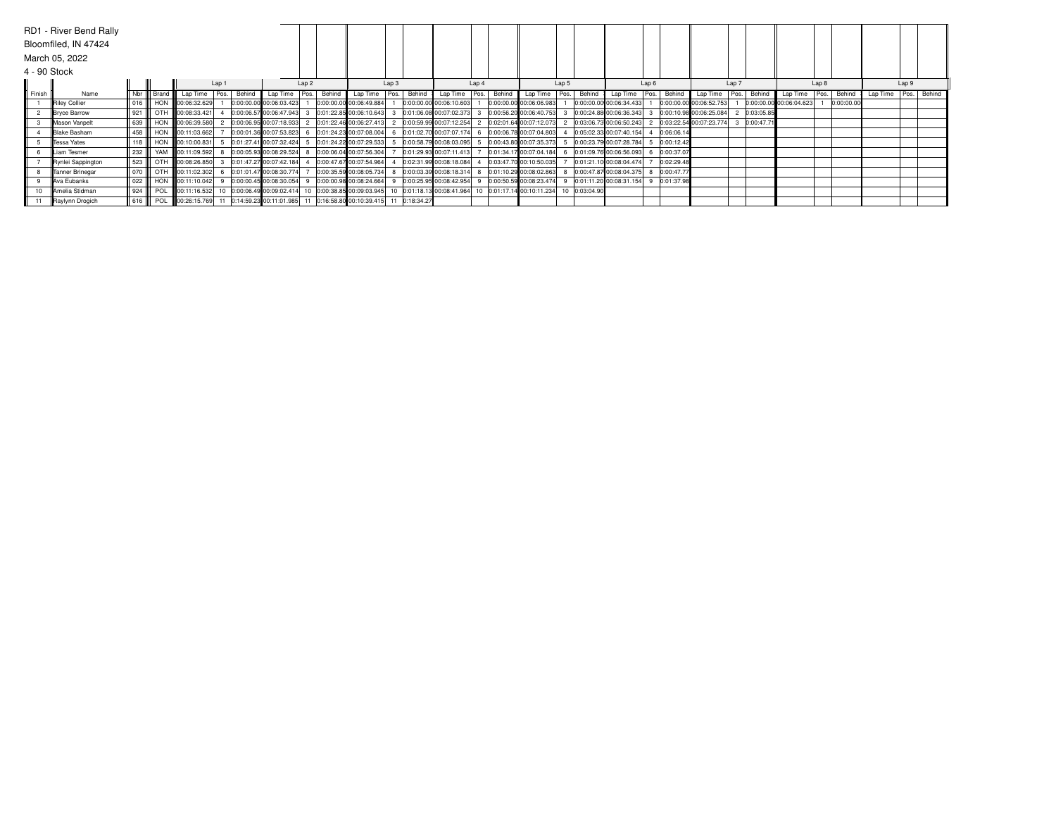RD1 - River Bend Rally
Bloomfiled, IN 47424
March 05, 2022
4 - 90 Stock

| | | | | Lap 1 | | | Lap 2 | | | Lap 3 | | | Lap 4 | | | Lap 5 | | | Lap 6 | | | Lap 7 | | | Lap 8 | | | Lap 9 | | |
|---|---|---|---|---|---|---|---|---|---|---|---|---|---|---|---|---|---|---|---|---|---|---|---|---|---|---|---|---|---|---|---|---|
| Finish | Name | Nbr | Brand | Lap Time | Pos. | Behind | Lap Time | Pos. | Behind | Lap Time | Pos. | Behind | Lap Time | Pos. | Behind | Lap Time | Pos. | Behind | Lap Time | Pos. | Behind | Lap Time | Pos. | Behind | Lap Time | Pos. | Behind | Lap Time | Pos. | Behind |
| 1 | Riley Collier | 016 | HON | 00:06:32.629 | 1 | 0:00:00.00 | 00:06:03.423 | 1 | 0:00:00.00 | 00:06:49.884 | 1 | 0:00:00.00 | 00:06:10.603 | 1 | 0:00:00.00 | 00:06:06.983 | 1 | 0:00:00.00 | 00:06:34.433 | 1 | 0:00:00.00 | 00:06:52.753 | 1 | 0:00:00.00 | 00:06:04.623 | 1 | 0:00:00.00 | | | |
| 2 | Bryce Barrow | 921 | OTH | 00:08:33.421 | 4 | 0:00:06.57 | 00:06:47.943 | 3 | 0:01:22.85 | 00:06:10.643 | 3 | 0:01:06.08 | 00:07:02.373 | 3 | 0:00:56.20 | 00:06:40.753 | 3 | 0:00:24.88 | 00:06:36.343 | 3 | 0:00:10.98 | 00:06:25.084 | 2 | 0:03:05.85 | | | | | | |
| 3 | Mason Vanpelt | 639 | HON | 00:06:39.580 | 2 | 0:00:06.95 | 00:07:18.933 | 2 | 0:01:22.46 | 00:06:27.413 | 2 | 0:00:59.99 | 00:07:12.254 | 2 | 0:02:01.64 | 00:07:12.073 | 2 | 0:03:06.73 | 00:06:50.243 | 2 | 0:03:22.54 | 00:07:23.774 | 3 | 0:00:47.71 | | | | | | |
| 4 | Blake Basham | 458 | HON | 00:11:03.662 | 7 | 0:00:01.36 | 00:07:53.823 | 6 | 0:01:24.23 | 00:07:08.004 | 6 | 0:01:02.70 | 00:07:07.174 | 6 | 0:00:06.78 | 00:07:04.803 | 4 | 0:05:02.33 | 00:07:40.154 | 4 | 0:06:06.14 | | | | | | | | | |
| 5 | Tessa Yates | 118 | HON | 00:10:00.831 | 5 | 0:01:27.41 | 00:07:32.424 | 5 | 0:01:24.22 | 00:07:29.533 | 5 | 0:00:58.79 | 00:08:03.095 | 5 | 0:00:43.80 | 00:07:35.373 | 5 | 0:00:23.79 | 00:07:28.784 | 5 | 0:00:12.42 | | | | | | | | | |
| 6 | Liam Tesmer | 232 | YAM | 00:11:09.592 | 8 | 0:00:05.93 | 00:08:29.524 | 8 | 0:00:06.04 | 00:07:56.304 | 7 | 0:01:29.93 | 00:07:11.413 | 7 | 0:01:34.17 | 00:07:04.184 | 6 | 0:01:09.76 | 00:06:56.093 | 6 | 0:00:37.07 | | | | | | | | | |
| 7 | Rynlei Sappington | 523 | OTH | 00:08:26.850 | 3 | 0:01:47.27 | 00:07:42.184 | 4 | 0:00:47.67 | 00:07:54.964 | 4 | 0:02:31.99 | 00:08:18.084 | 4 | 0:03:47.70 | 00:10:50.035 | 7 | 0:01:21.10 | 00:08:04.474 | 7 | 0:02:29.48 | | | | | | | | | |
| 8 | Tanner Brinegar | 070 | OTH | 00:11:02.302 | 6 | 0:01:01.47 | 00:08:30.774 | 7 | 0:00:35.59 | 00:08:05.734 | 8 | 0:00:03.39 | 00:08:18.314 | 8 | 0:01:10.29 | 00:08:02.863 | 8 | 0:00:47.87 | 00:08:04.375 | 8 | 0:00:47.77 | | | | | | | | | |
| 9 | Ava Eubanks | 022 | HON | 00:11:10.042 | 9 | 0:00:00.45 | 00:08:30.054 | 9 | 0:00:00.98 | 00:08:24.664 | 9 | 0:00:25.95 | 00:08:42.954 | 9 | 0:00:50.59 | 00:08:23.474 | 9 | 0:01:11.20 | 00:08:31.154 | 9 | 0:01:37.98 | | | | | | | | | |
| 10 | Amelia Stidman | 924 | POL | 00:11:16.532 | 10 | 0:00:06.49 | 00:09:02.414 | 10 | 0:00:38.85 | 00:09:03.945 | 10 | 0:01:18.13 | 00:08:41.964 | 10 | 0:01:17.14 | 00:10:11.234 | 10 | 0:03:04.90 | | | | | | | | | | | | |
| 11 | Raylynn Drogich | 616 | POL | 00:26:15.769 | 11 | 0:14:59.23 | 00:11:01.985 | 11 | 0:16:58.80 | 00:10:39.415 | 11 | 0:18:34.27 | | | | | | | | | | | | | | | | | | |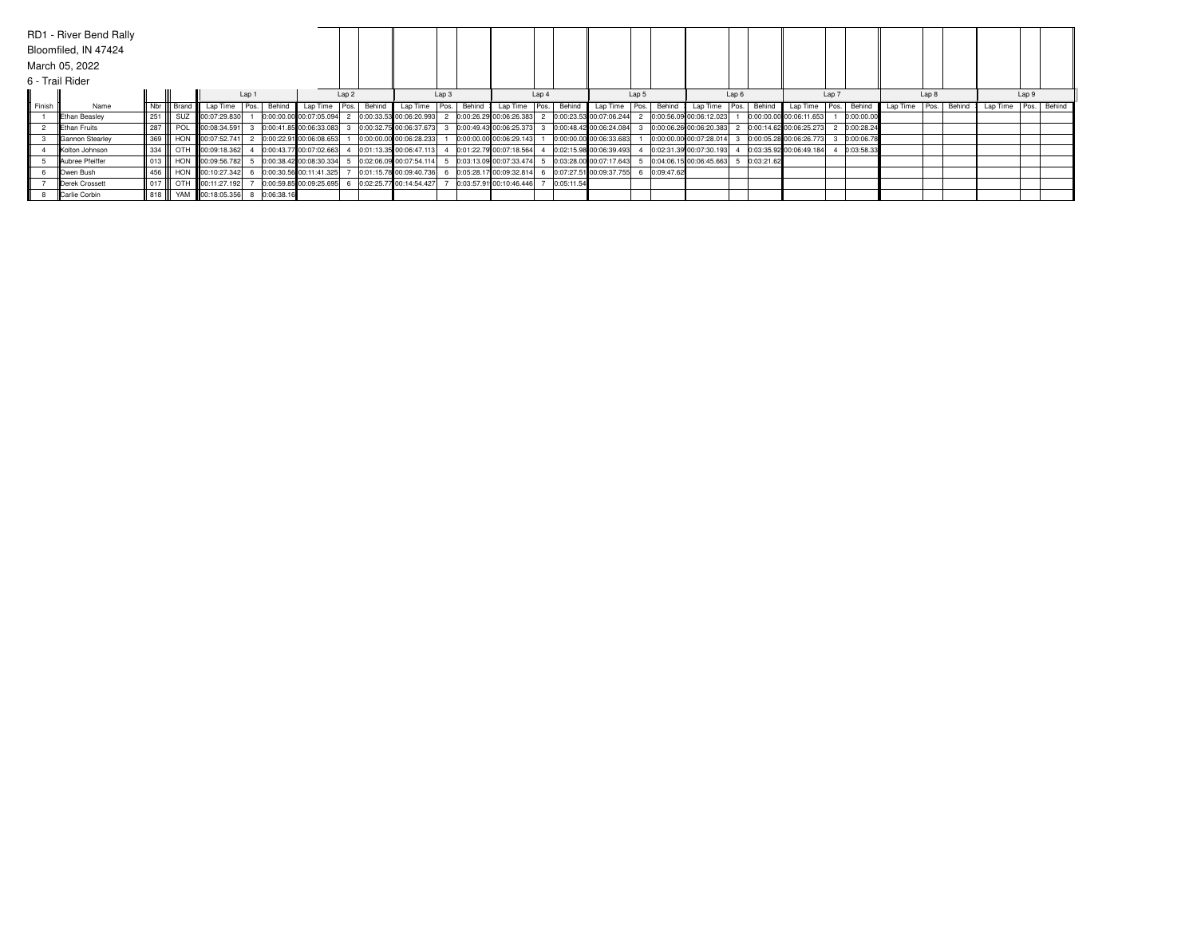RD1 - River Bend Rally

Bloomfiled, IN 47424

March 05, 2022

6 - Trail Rider

| | | | | Lap 1 | | | Lap 2 | | | Lap 3 | | | Lap 4 | | | Lap 5 | | | Lap 6 | | | Lap 7 | | | Lap 8 | | | Lap 9 | | |
|---|---|---|---|---|---|---|---|---|---|---|---|---|---|---|---|---|---|---|---|---|---|---|---|---|---|---|---|---|---|---|
| Finish | Name | Nbr | Brand | Lap Time | Pos. | Behind | Lap Time | Pos. | Behind | Lap Time | Pos. | Behind | Lap Time | Pos. | Behind | Lap Time | Pos. | Behind | Lap Time | Pos. | Behind | Lap Time | Pos. | Behind | Lap Time | Pos. | Behind | Lap Time | Pos. | Behind |
| 1 | Ethan Beasley | 251 | SUZ | 00:07:29.830 | 1 | 0:00:00.00 | 00:07:05.094 | 2 | 0:00:33.53 | 00:06:20.993 | 2 | 0:00:26.29 | 00:06:26.383 | 2 | 0:00:23.53 | 00:07:06.244 | 2 | 0:00:56.09 | 00:06:12.023 | 1 | 0:00:00.00 | 00:06:11.653 | 1 | 0:00:00.00 | | | | | | |
| 2 | Ethan Fruits | 287 | POL | 00:08:34.591 | 3 | 0:00:41.85 | 00:06:33.083 | 3 | 0:00:32.75 | 00:06:37.673 | 3 | 0:00:49.43 | 00:06:25.373 | 3 | 0:00:48.42 | 00:06:24.084 | 3 | 0:00:06.26 | 00:06:20.383 | 2 | 0:00:14.62 | 00:06:25.273 | 2 | 0:00:28.24 | | | | | | |
| 3 | Gannon Stearley | 369 | HON | 00:07:52.741 | 2 | 0:00:22.91 | 00:06:08.653 | 1 | 0:00:00.00 | 00:06:28.233 | 1 | 0:00:00.00 | 00:06:29.143 | 1 | 0:00:00.00 | 00:06:33.683 | 1 | 0:00:00.00 | 00:07:28.014 | 3 | 0:00:05.28 | 00:06:26.773 | 3 | 0:00:06.78 | | | | | | |
| 4 | Kolton Johnson | 334 | OTH | 00:09:18.362 | 4 | 0:00:43.77 | 00:07:02.663 | 4 | 0:01:13.35 | 00:06:47.113 | 4 | 0:01:22.79 | 00:07:18.564 | 4 | 0:02:15.98 | 00:06:39.493 | 4 | 0:02:31.39 | 00:07:30.193 | 4 | 0:03:35.92 | 00:06:49.184 | 4 | 0:03:58.33 | | | | | | |
| 5 | Aubree Pfeiffer | 013 | HON | 00:09:56.782 | 5 | 0:00:38.42 | 00:08:30.334 | 5 | 0:02:06.09 | 00:07:54.114 | 5 | 0:03:13.09 | 00:07:33.474 | 5 | 0:03:28.00 | 00:07:17.643 | 5 | 0:04:06.15 | 00:06:45.663 | 5 | 0:03:21.62 | | | | | | | | | |
| 6 | Owen Bush | 456 | HON | 00:10:27.342 | 6 | 0:00:30.56 | 00:11:41.325 | 7 | 0:01:15.78 | 00:09:40.736 | 6 | 0:05:28.17 | 00:09:32.814 | 6 | 0:07:27.51 | 00:09:37.755 | 6 | 0:09:47.62 | | | | | | | | | | | | |
| 7 | Derek Crossett | 017 | OTH | 00:11:27.192 | 7 | 0:00:59.85 | 00:09:25.695 | 6 | 0:02:25.77 | 00:14:54.427 | 7 | 0:03:57.91 | 00:10:46.446 | 7 | 0:05:11.54 | | | | | | | | | | | | | | | |
| 8 | Carlie Corbin | 818 | YAM | 00:18:05.356 | 8 | 0:06:38.16 | | | | | | | | | | | | | | | | | | | | | | | | |